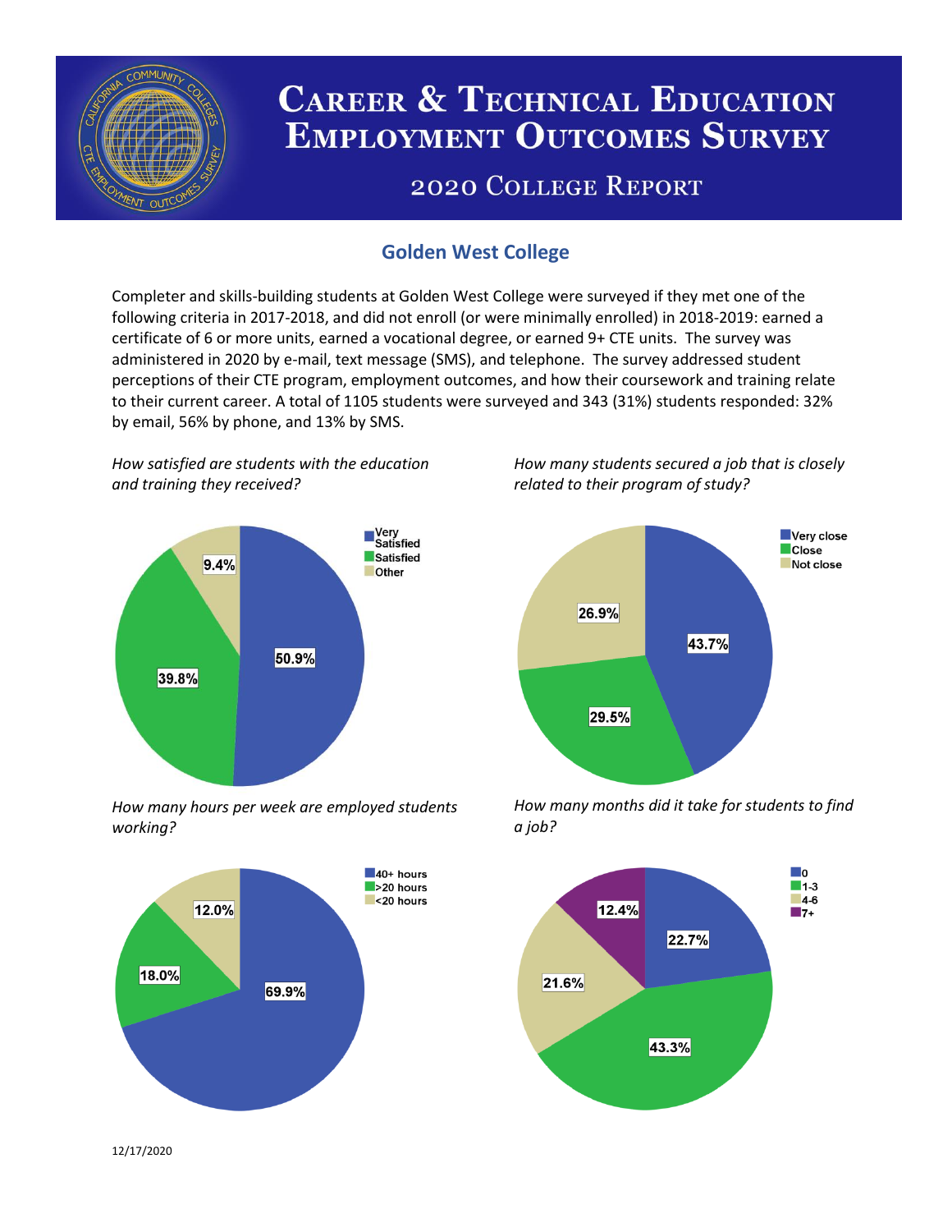# Career & Technical Education Employment Outcomes Survey

## 2020 College Report

### Golden West College

Completer and skills-building students at Golden West College were surveyed if they met one of the following criteria in 2017-2018, and did not enroll (or were minimally enrolled) in 2018-2019: earned a certificate of 6 or more units, earned a vocational degree, or earned 9+ CTE units. The survey was administered in 2020 by e-mail, text message (SMS), and telephone. The survey addressed student perceptions of their CTE program, employment outcomes, and how their coursework and training relate to their current career. A total of 1105 students were surveyed and 343 (31%) students responded: 32% by email, 56% by phone, and 13% by SMS.

*How satisfied are students with the education and training they received?*

| Response | Percent |
| --- | --- |
| Very Satisfied | 50.9% |
| Satisfied | 39.8% |
| Other | 9.4% |

*How many students secured a job that is closely related to their program of study?*

| Response | Percent |
| --- | --- |
| Very close | 43.7% |
| Close | 29.5% |
| Not close | 26.9% |

*How many hours per week are employed students working?*

| Response | Percent |
| --- | --- |
| 40+ hours | 69.9% |
| >20 hours | 18.0% |
| <20 hours | 12.0% |

*How many months did it take for students to find a job?*

| Response | Percent |
| --- | --- |
| 0 | 22.7% |
| 1-3 | 43.3% |
| 4-6 | 21.6% |
| 7+ | 12.4% |

12/17/2020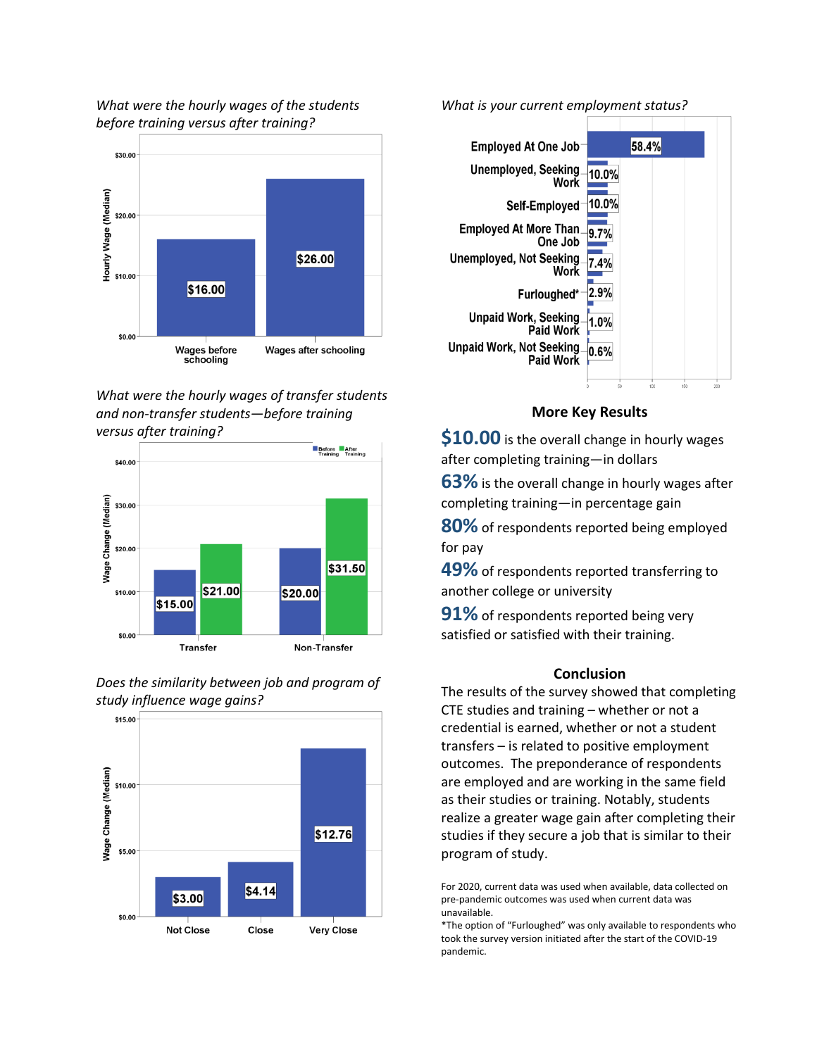*What were the hourly wages of the students before training versus after training?*

Hourly Wage (Median)

$30.00
$20.00
$10.00
$0.00

$16.00
$26.00

Wages before schooling
Wages after schooling

*What were the hourly wages of transfer students and non-transfer students—before training versus after training?*

Before Training
After Training

Wage Change (Median)

$40.00
$30.00
$20.00
$10.00
$0.00

$15.00
$21.00
$20.00
$31.50

Transfer
Non-Transfer

*Does the similarity between job and program of study influence wage gains?*

Wage Change (Median)

$15.00
$10.00
$5.00
$0.00

$3.00
$4.14
$12.76

Not Close
Close
Very Close

*What is your current employment status?*

Employed At One Job 58.4%
Unemployed, Seeking Work 10.0%
Self-Employed 10.0%
Employed At More Than One Job 9.7%
Unemployed, Not Seeking Work 7.4%
Furloughed* 2.9%
Unpaid Work, Seeking Paid Work 1.0%
Unpaid Work, Not Seeking Paid Work 0.6%

0 50 100 150 200

## More Key Results

**$10.00** is the overall change in hourly wages after completing training—in dollars

**63%** is the overall change in hourly wages after completing training—in percentage gain

**80%** of respondents reported being employed for pay

**49%** of respondents reported transferring to another college or university

**91%** of respondents reported being very satisfied or satisfied with their training.

## Conclusion

The results of the survey showed that completing CTE studies and training – whether or not a credential is earned, whether or not a student transfers – is related to positive employment outcomes. The preponderance of respondents are employed and are working in the same field as their studies or training. Notably, students realize a greater wage gain after completing their studies if they secure a job that is similar to their program of study.

For 2020, current data was used when available, data collected on pre-pandemic outcomes was used when current data was unavailable.

*The option of "Furloughed" was only available to respondents who took the survey version initiated after the start of the COVID-19 pandemic.